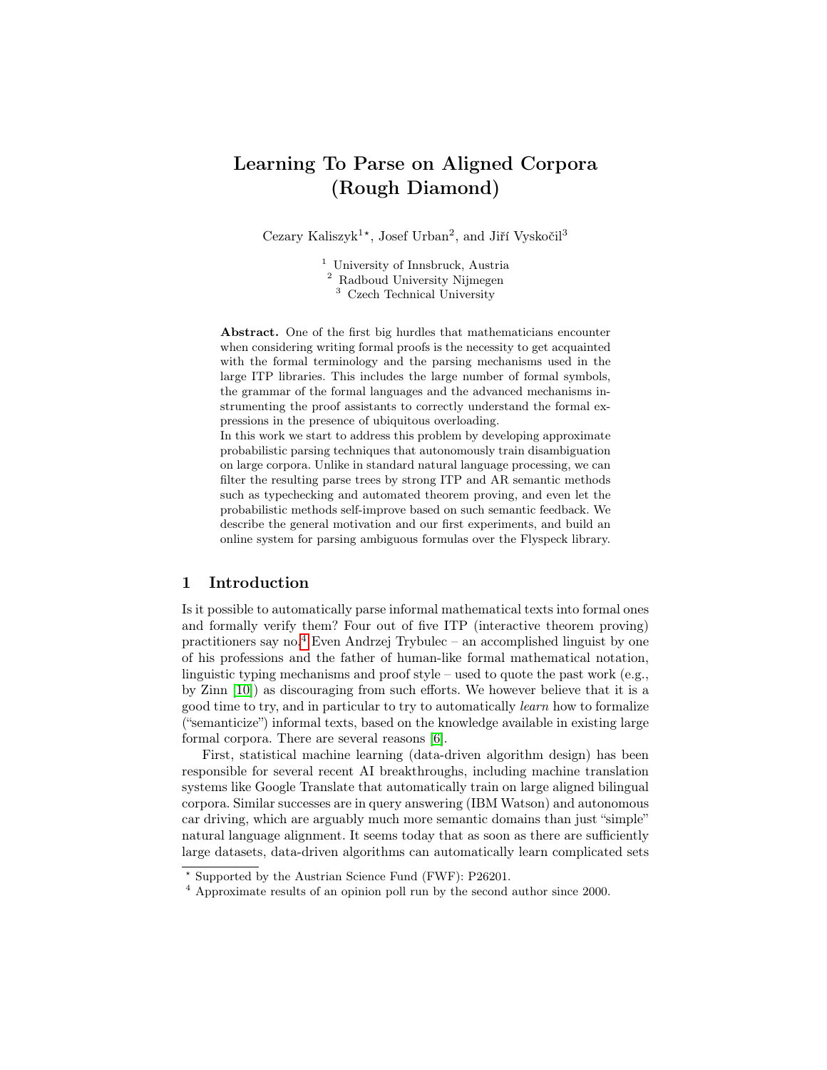# Learning To Parse on Aligned Corpora (Rough Diamond)

Cezary Kaliszyk[1*], Josef Urban[2], and Jiří Vyskočil[3]

[1] University of Innsbruck, Austria
[2] Radboud University Nijmegen
[3] Czech Technical University

**Abstract.** One of the first big hurdles that mathematicians encounter when considering writing formal proofs is the necessity to get acquainted with the formal terminology and the parsing mechanisms used in the large ITP libraries. This includes the large number of formal symbols, the grammar of the formal languages and the advanced mechanisms instrumenting the proof assistants to correctly understand the formal expressions in the presence of ubiquitous overloading.
In this work we start to address this problem by developing approximate probabilistic parsing techniques that autonomously train disambiguation on large corpora. Unlike in standard natural language processing, we can filter the resulting parse trees by strong ITP and AR semantic methods such as typechecking and automated theorem proving, and even let the probabilistic methods self-improve based on such semantic feedback. We describe the general motivation and our first experiments, and build an online system for parsing ambiguous formulas over the Flyspeck library.

## 1 Introduction

Is it possible to automatically parse informal mathematical texts into formal ones and formally verify them? Four out of five ITP (interactive theorem proving) practitioners say no.[4] Even Andrzej Trybulec – an accomplished linguist by one of his professions and the father of human-like formal mathematical notation, linguistic typing mechanisms and proof style – used to quote the past work (e.g., by Zinn [10]) as discouraging from such efforts. We however believe that it is a good time to try, and in particular to try to automatically *learn* how to formalize ("semanticize") informal texts, based on the knowledge available in existing large formal corpora. There are several reasons [6].

First, statistical machine learning (data-driven algorithm design) has been responsible for several recent AI breakthroughs, including machine translation systems like Google Translate that automatically train on large aligned bilingual corpora. Similar successes are in query answering (IBM Watson) and autonomous car driving, which are arguably much more semantic domains than just "simple" natural language alignment. It seems today that as soon as there are sufficiently large datasets, data-driven algorithms can automatically learn complicated sets

* Supported by the Austrian Science Fund (FWF): P26201.
[4] Approximate results of an opinion poll run by the second author since 2000.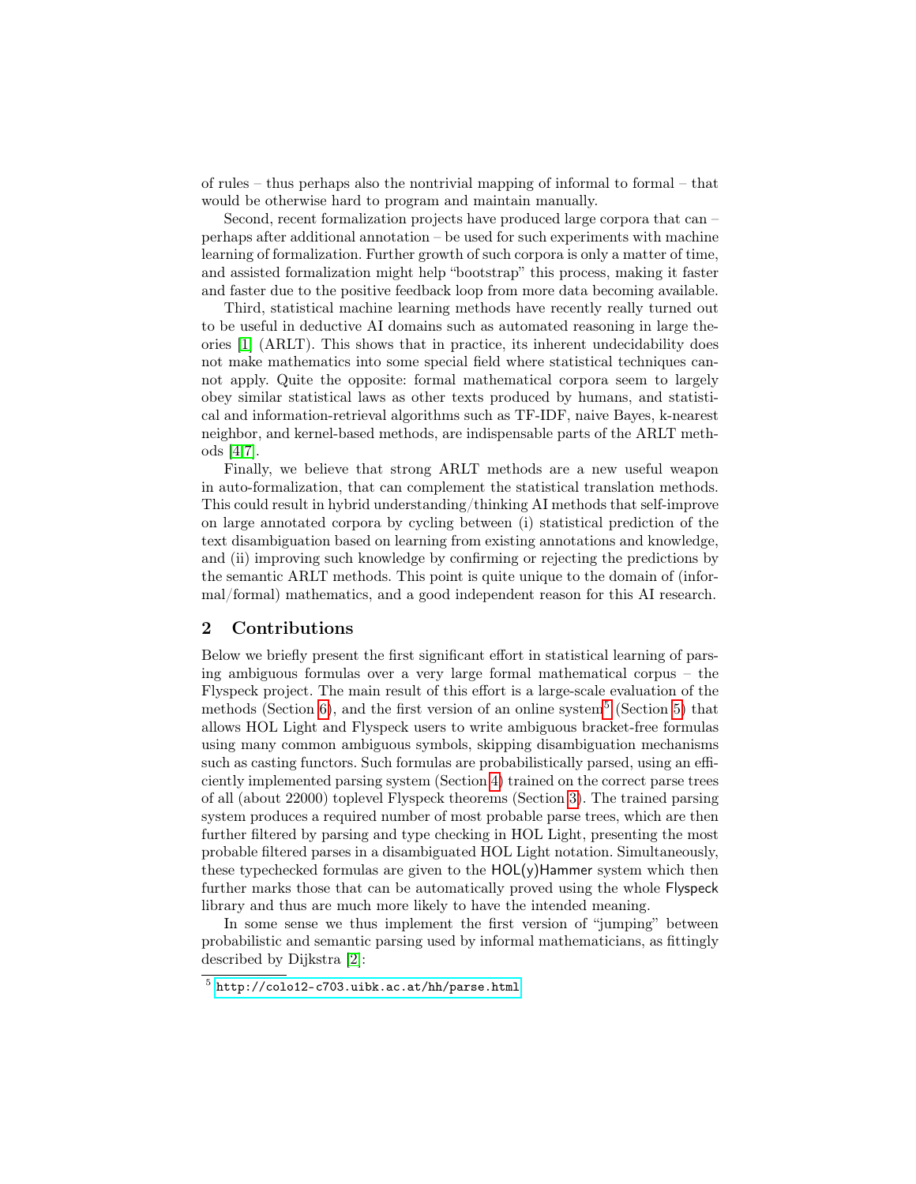of rules – thus perhaps also the nontrivial mapping of informal to formal – that would be otherwise hard to program and maintain manually.

Second, recent formalization projects have produced large corpora that can – perhaps after additional annotation – be used for such experiments with machine learning of formalization. Further growth of such corpora is only a matter of time, and assisted formalization might help "bootstrap" this process, making it faster and faster due to the positive feedback loop from more data becoming available.

Third, statistical machine learning methods have recently really turned out to be useful in deductive AI domains such as automated reasoning in large theories [1] (ARLT). This shows that in practice, its inherent undecidability does not make mathematics into some special field where statistical techniques cannot apply. Quite the opposite: formal mathematical corpora seem to largely obey similar statistical laws as other texts produced by humans, and statistical and information-retrieval algorithms such as TF-IDF, naive Bayes, k-nearest neighbor, and kernel-based methods, are indispensable parts of the ARLT methods [4,7].

Finally, we believe that strong ARLT methods are a new useful weapon in auto-formalization, that can complement the statistical translation methods. This could result in hybrid understanding/thinking AI methods that self-improve on large annotated corpora by cycling between (i) statistical prediction of the text disambiguation based on learning from existing annotations and knowledge, and (ii) improving such knowledge by confirming or rejecting the predictions by the semantic ARLT methods. This point is quite unique to the domain of (informal/formal) mathematics, and a good independent reason for this AI research.

## 2 Contributions

Below we briefly present the first significant effort in statistical learning of parsing ambiguous formulas over a very large formal mathematical corpus – the Flyspeck project. The main result of this effort is a large-scale evaluation of the methods (Section 6), and the first version of an online system[5] (Section 5) that allows HOL Light and Flyspeck users to write ambiguous bracket-free formulas using many common ambiguous symbols, skipping disambiguation mechanisms such as casting functors. Such formulas are probabilistically parsed, using an efficiently implemented parsing system (Section 4) trained on the correct parse trees of all (about 22000) toplevel Flyspeck theorems (Section 3). The trained parsing system produces a required number of most probable parse trees, which are then further filtered by parsing and type checking in HOL Light, presenting the most probable filtered parses in a disambiguated HOL Light notation. Simultaneously, these typechecked formulas are given to the HOL(y)Hammer system which then further marks those that can be automatically proved using the whole Flyspeck library and thus are much more likely to have the intended meaning.

In some sense we thus implement the first version of "jumping" between probabilistic and semantic parsing used by informal mathematicians, as fittingly described by Dijkstra [2]:

[5] http://colo12-c703.uibk.ac.at/hh/parse.html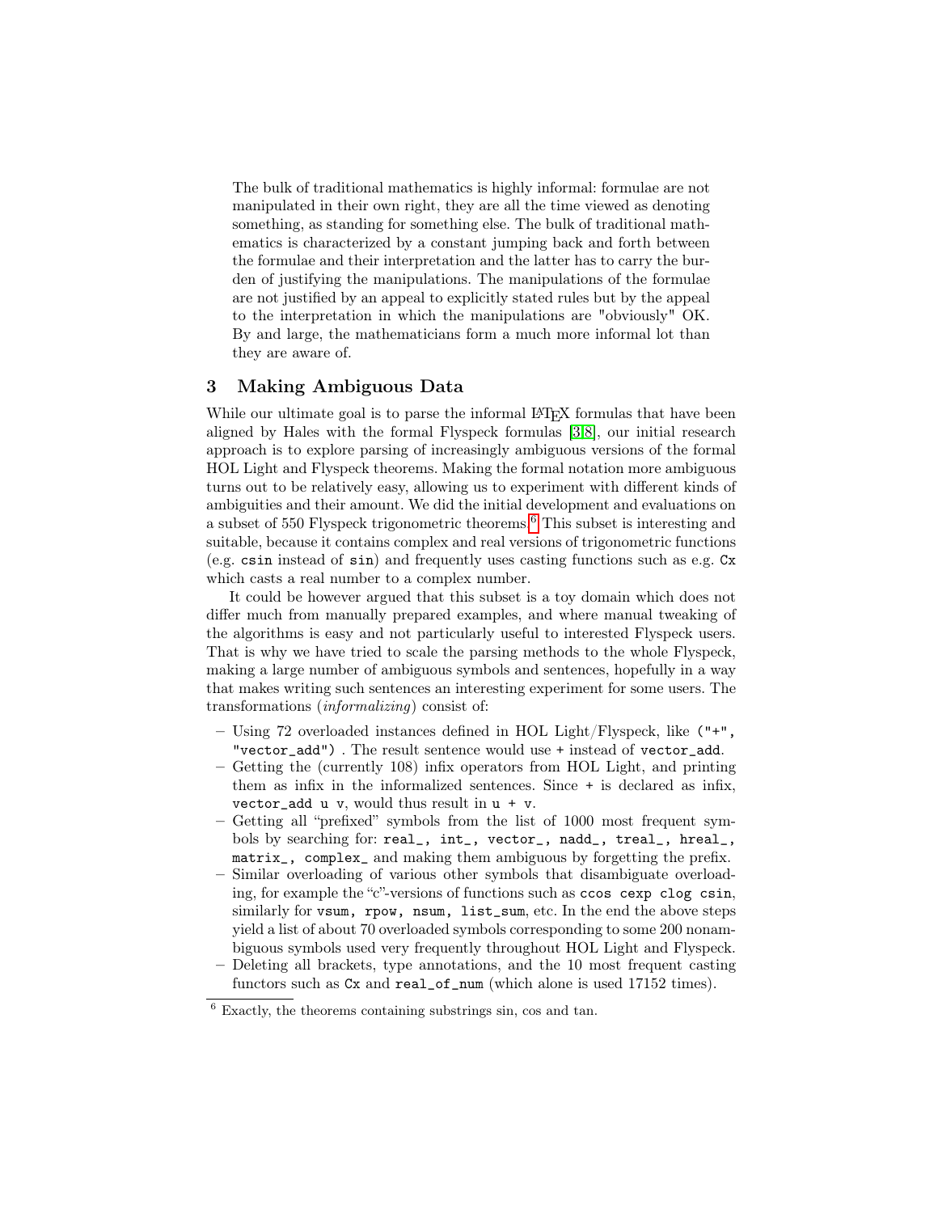> The bulk of traditional mathematics is highly informal: formulae are not manipulated in their own right, they are all the time viewed as denoting something, as standing for something else. The bulk of traditional mathematics is characterized by a constant jumping back and forth between the formulae and their interpretation and the latter has to carry the burden of justifying the manipulations. The manipulations of the formulae are not justified by an appeal to explicitly stated rules but by the appeal to the interpretation in which the manipulations are "obviously" OK. By and large, the mathematicians form a much more informal lot than they are aware of.

## 3 Making Ambiguous Data

While our ultimate goal is to parse the informal LaTeX formulas that have been aligned by Hales with the formal Flyspeck formulas [3,8], our initial research approach is to explore parsing of increasingly ambiguous versions of the formal HOL Light and Flyspeck theorems. Making the formal notation more ambiguous turns out to be relatively easy, allowing us to experiment with different kinds of ambiguities and their amount. We did the initial development and evaluations on a subset of 550 Flyspeck trigonometric theorems.[6] This subset is interesting and suitable, because it contains complex and real versions of trigonometric functions (e.g. `csin` instead of `sin`) and frequently uses casting functions such as e.g. `Cx` which casts a real number to a complex number.

It could be however argued that this subset is a toy domain which does not differ much from manually prepared examples, and where manual tweaking of the algorithms is easy and not particularly useful to interested Flyspeck users. That is why we have tried to scale the parsing methods to the whole Flyspeck, making a large number of ambiguous symbols and sentences, hopefully in a way that makes writing such sentences an interesting experiment for some users. The transformations (*informalizing*) consist of:

- Using 72 overloaded instances defined in HOL Light/Flyspeck, like `("+", "vector_add")` . The result sentence would use `+` instead of `vector_add`.
- Getting the (currently 108) infix operators from HOL Light, and printing them as infix in the informalized sentences. Since `+` is declared as infix, `vector_add u v`, would thus result in `u + v`.
- Getting all "prefixed" symbols from the list of 1000 most frequent symbols by searching for: `real_, int_, vector_, nadd_, treal_, hreal_, matrix_, complex_` and making them ambiguous by forgetting the prefix.
- Similar overloading of various other symbols that disambiguate overloading, for example the "c"-versions of functions such as `ccos cexp clog csin`, similarly for `vsum, rpow, nsum, list_sum`, etc. In the end the above steps yield a list of about 70 overloaded symbols corresponding to some 200 nonambiguous symbols used very frequently throughout HOL Light and Flyspeck.
- Deleting all brackets, type annotations, and the 10 most frequent casting functors such as `Cx` and `real_of_num` (which alone is used 17152 times).

[6] Exactly, the theorems containing substrings sin, cos and tan.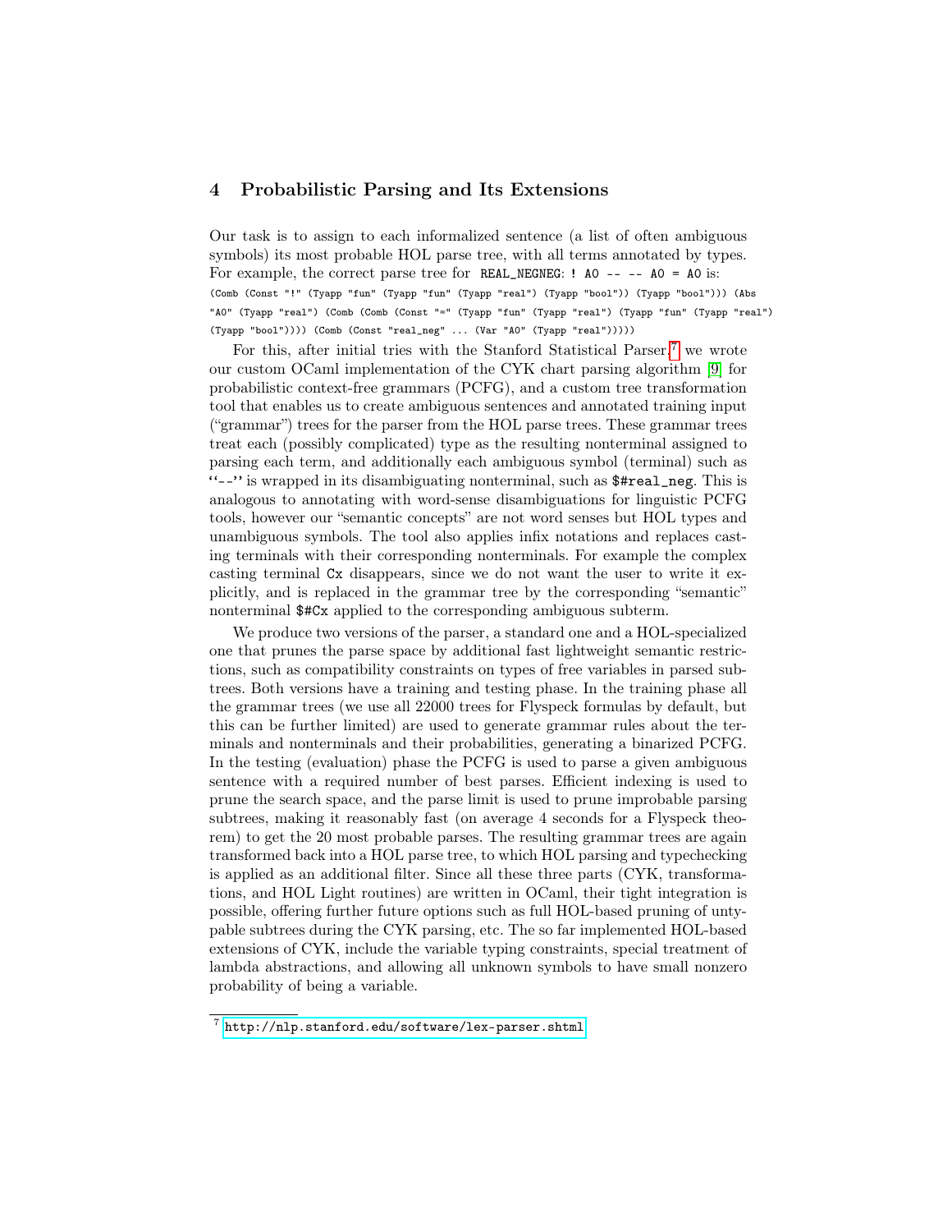## 4 Probabilistic Parsing and Its Extensions

Our task is to assign to each informalized sentence (a list of often ambiguous symbols) its most probable HOL parse tree, with all terms annotated by types. For example, the correct parse tree for `REAL_NEGNEG: ! A0 -- -- A0 = A0` is:

```
(Comb (Const "!" (Tyapp "fun" (Tyapp "fun" (Tyapp "real") (Tyapp "bool")) (Tyapp "bool"))) (Abs
"A0" (Tyapp "real") (Comb (Comb (Const "=" (Tyapp "fun" (Tyapp "real") (Tyapp "fun" (Tyapp "real")
(Tyapp "bool")))) (Comb (Const "real_neg" ... (Var "A0" (Tyapp "real")))))
```

For this, after initial tries with the Stanford Statistical Parser,[7] we wrote our custom OCaml implementation of the CYK chart parsing algorithm [9] for probabilistic context-free grammars (PCFG), and a custom tree transformation tool that enables us to create ambiguous sentences and annotated training input ("grammar") trees for the parser from the HOL parse trees. These grammar trees treat each (possibly complicated) type as the resulting nonterminal assigned to parsing each term, and additionally each ambiguous symbol (terminal) such as ''--'' is wrapped in its disambiguating nonterminal, such as `$#real_neg`. This is analogous to annotating with word-sense disambiguations for linguistic PCFG tools, however our "semantic concepts" are not word senses but HOL types and unambiguous symbols. The tool also applies infix notations and replaces casting terminals with their corresponding nonterminals. For example the complex casting terminal `Cx` disappears, since we do not want the user to write it explicitly, and is replaced in the grammar tree by the corresponding "semantic" nonterminal `$#Cx` applied to the corresponding ambiguous subterm.

We produce two versions of the parser, a standard one and a HOL-specialized one that prunes the parse space by additional fast lightweight semantic restrictions, such as compatibility constraints on types of free variables in parsed subtrees. Both versions have a training and testing phase. In the training phase all the grammar trees (we use all 22000 trees for Flyspeck formulas by default, but this can be further limited) are used to generate grammar rules about the terminals and nonterminals and their probabilities, generating a binarized PCFG. In the testing (evaluation) phase the PCFG is used to parse a given ambiguous sentence with a required number of best parses. Efficient indexing is used to prune the search space, and the parse limit is used to prune improbable parsing subtrees, making it reasonably fast (on average 4 seconds for a Flyspeck theorem) to get the 20 most probable parses. The resulting grammar trees are again transformed back into a HOL parse tree, to which HOL parsing and typechecking is applied as an additional filter. Since all these three parts (CYK, transformations, and HOL Light routines) are written in OCaml, their tight integration is possible, offering further future options such as full HOL-based pruning of untypable subtrees during the CYK parsing, etc. The so far implemented HOL-based extensions of CYK, include the variable typing constraints, special treatment of lambda abstractions, and allowing all unknown symbols to have small nonzero probability of being a variable.

[7] http://nlp.stanford.edu/software/lex-parser.shtml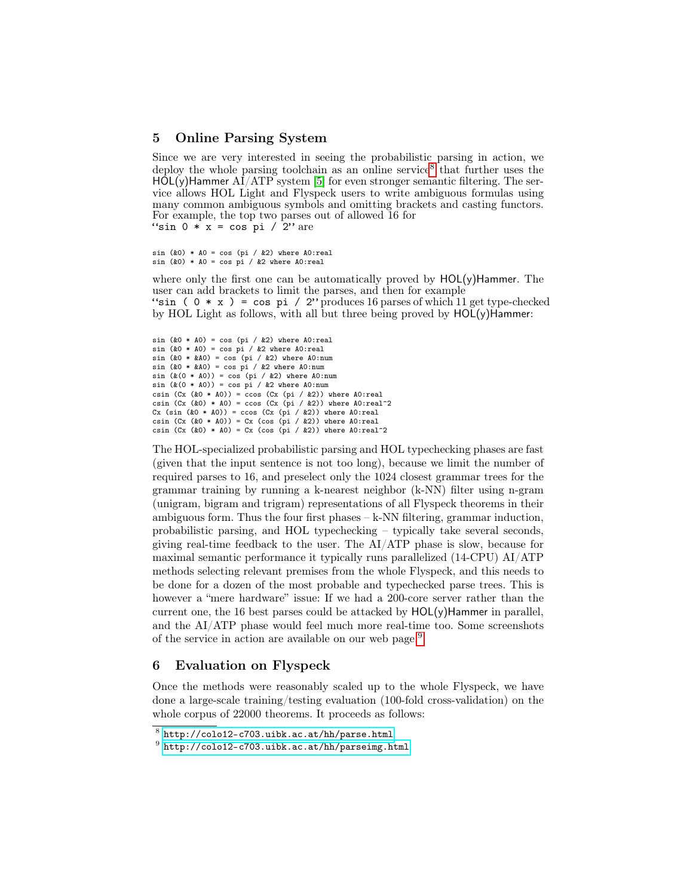## 5 Online Parsing System

Since we are very interested in seeing the probabilistic parsing in action, we deploy the whole parsing toolchain as an online service[8] that further uses the HOL(y)Hammer AI/ATP system [5] for even stronger semantic filtering. The service allows HOL Light and Flyspeck users to write ambiguous formulas using many common ambiguous symbols and omitting brackets and casting functors. For example, the top two parses out of allowed 16 for
``sin 0 * x = cos pi / 2'' are

```
sin (&0) * A0 = cos (pi / &2) where A0:real
sin (&0) * A0 = cos pi / &2 where A0:real
```

where only the first one can be automatically proved by HOL(y)Hammer. The user can add brackets to limit the parses, and then for example
``sin ( 0 * x ) = cos pi / 2'' produces 16 parses of which 11 get type-checked by HOL Light as follows, with all but three being proved by HOL(y)Hammer:

```
sin (&0 * A0) = cos (pi / &2) where A0:real
sin (&0 * A0) = cos pi / &2 where A0:real
sin (&0 * &A0) = cos (pi / &2) where A0:num
sin (&0 * &A0) = cos pi / &2 where A0:num
sin (&(0 * A0)) = cos (pi / &2) where A0:num
sin (&(0 * A0)) = cos pi / &2 where A0:num
csin (Cx (&0 * A0)) = ccos (Cx (pi / &2)) where A0:real
csin (Cx (&0) * A0) = ccos (Cx (pi / &2)) where A0:real^2
Cx (sin (&0 * A0)) = ccos (Cx (pi / &2)) where A0:real
csin (Cx (&0 * A0)) = Cx (cos (pi / &2)) where A0:real
csin (Cx (&0) * A0) = Cx (cos (pi / &2)) where A0:real^2
```

The HOL-specialized probabilistic parsing and HOL typechecking phases are fast (given that the input sentence is not too long), because we limit the number of required parses to 16, and preselect only the 1024 closest grammar trees for the grammar training by running a k-nearest neighbor (k-NN) filter using n-gram (unigram, bigram and trigram) representations of all Flyspeck theorems in their ambiguous form. Thus the four first phases – k-NN filtering, grammar induction, probabilistic parsing, and HOL typechecking – typically take several seconds, giving real-time feedback to the user. The AI/ATP phase is slow, because for maximal semantic performance it typically runs parallelized (14-CPU) AI/ATP methods selecting relevant premises from the whole Flyspeck, and this needs to be done for a dozen of the most probable and typechecked parse trees. This is however a "mere hardware" issue: If we had a 200-core server rather than the current one, the 16 best parses could be attacked by HOL(y)Hammer in parallel, and the AI/ATP phase would feel much more real-time too. Some screenshots of the service in action are available on our web page.[9]

## 6 Evaluation on Flyspeck

Once the methods were reasonably scaled up to the whole Flyspeck, we have done a large-scale training/testing evaluation (100-fold cross-validation) on the whole corpus of 22000 theorems. It proceeds as follows:

[8] http://colo12-c703.uibk.ac.at/hh/parse.html

[9] http://colo12-c703.uibk.ac.at/hh/parseimg.html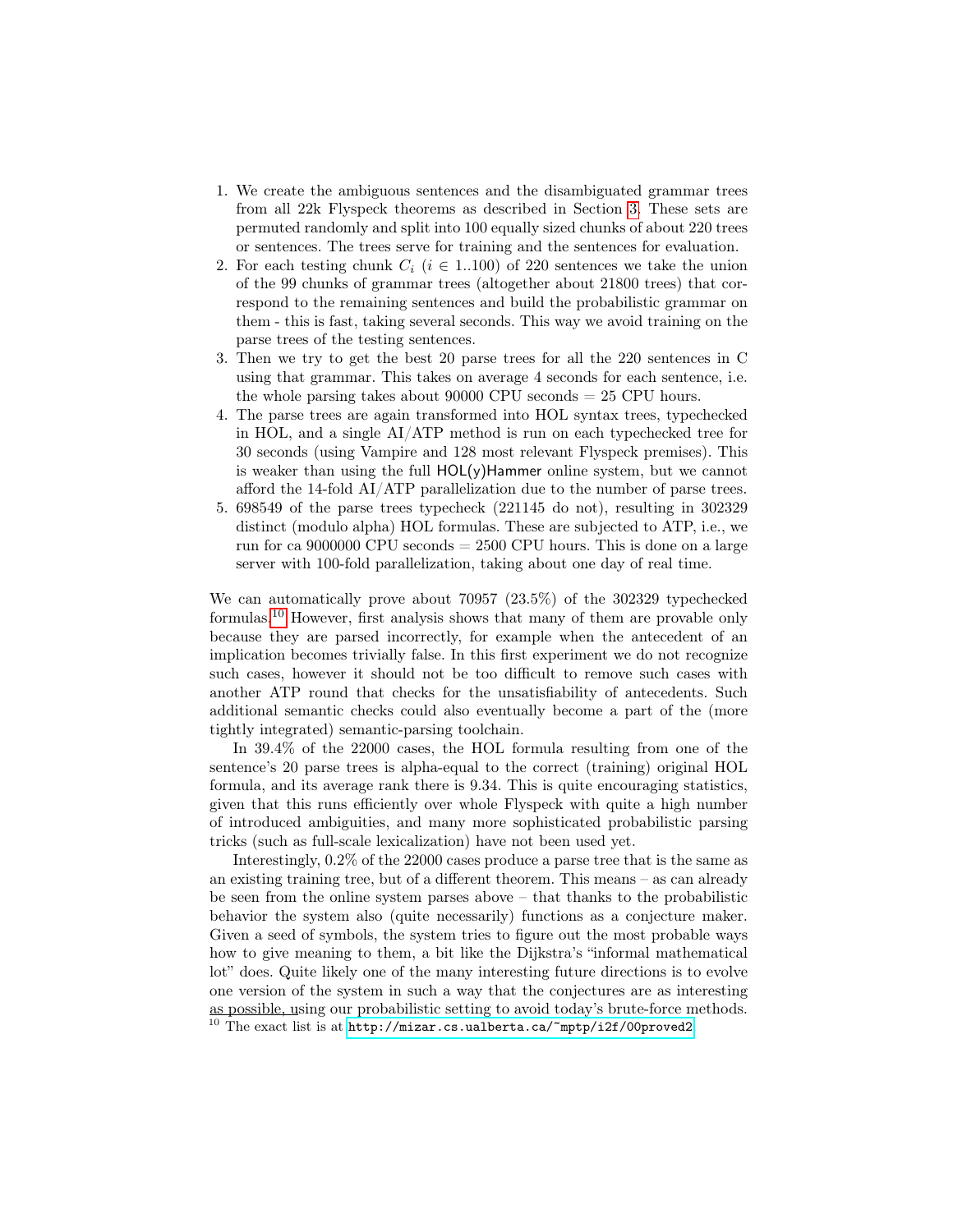1. We create the ambiguous sentences and the disambiguated grammar trees from all 22k Flyspeck theorems as described in Section 3. These sets are permuted randomly and split into 100 equally sized chunks of about 220 trees or sentences. The trees serve for training and the sentences for evaluation.
2. For each testing chunk $C_i$ ($i \in 1..100$) of 220 sentences we take the union of the 99 chunks of grammar trees (altogether about 21800 trees) that correspond to the remaining sentences and build the probabilistic grammar on them - this is fast, taking several seconds. This way we avoid training on the parse trees of the testing sentences.
3. Then we try to get the best 20 parse trees for all the 220 sentences in C using that grammar. This takes on average 4 seconds for each sentence, i.e. the whole parsing takes about 90000 CPU seconds = 25 CPU hours.
4. The parse trees are again transformed into HOL syntax trees, typechecked in HOL, and a single AI/ATP method is run on each typechecked tree for 30 seconds (using Vampire and 128 most relevant Flyspeck premises). This is weaker than using the full HOL(y)Hammer online system, but we cannot afford the 14-fold AI/ATP parallelization due to the number of parse trees.
5. 698549 of the parse trees typecheck (221145 do not), resulting in 302329 distinct (modulo alpha) HOL formulas. These are subjected to ATP, i.e., we run for ca 9000000 CPU seconds = 2500 CPU hours. This is done on a large server with 100-fold parallelization, taking about one day of real time.

We can automatically prove about 70957 (23.5%) of the 302329 typechecked formulas.[10] However, first analysis shows that many of them are provable only because they are parsed incorrectly, for example when the antecedent of an implication becomes trivially false. In this first experiment we do not recognize such cases, however it should not be too difficult to remove such cases with another ATP round that checks for the unsatisfiability of antecedents. Such additional semantic checks could also eventually become a part of the (more tightly integrated) semantic-parsing toolchain.

In 39.4% of the 22000 cases, the HOL formula resulting from one of the sentence's 20 parse trees is alpha-equal to the correct (training) original HOL formula, and its average rank there is 9.34. This is quite encouraging statistics, given that this runs efficiently over whole Flyspeck with quite a high number of introduced ambiguities, and many more sophisticated probabilistic parsing tricks (such as full-scale lexicalization) have not been used yet.

Interestingly, 0.2% of the 22000 cases produce a parse tree that is the same as an existing training tree, but of a different theorem. This means – as can already be seen from the online system parses above – that thanks to the probabilistic behavior the system also (quite necessarily) functions as a conjecture maker. Given a seed of symbols, the system tries to figure out the most probable ways how to give meaning to them, a bit like the Dijkstra's "informal mathematical lot" does. Quite likely one of the many interesting future directions is to evolve one version of the system in such a way that the conjectures are as interesting as possible, using our probabilistic setting to avoid today's brute-force methods.

[10] The exact list is at http://mizar.cs.ualberta.ca/~mptp/i2f/00proved2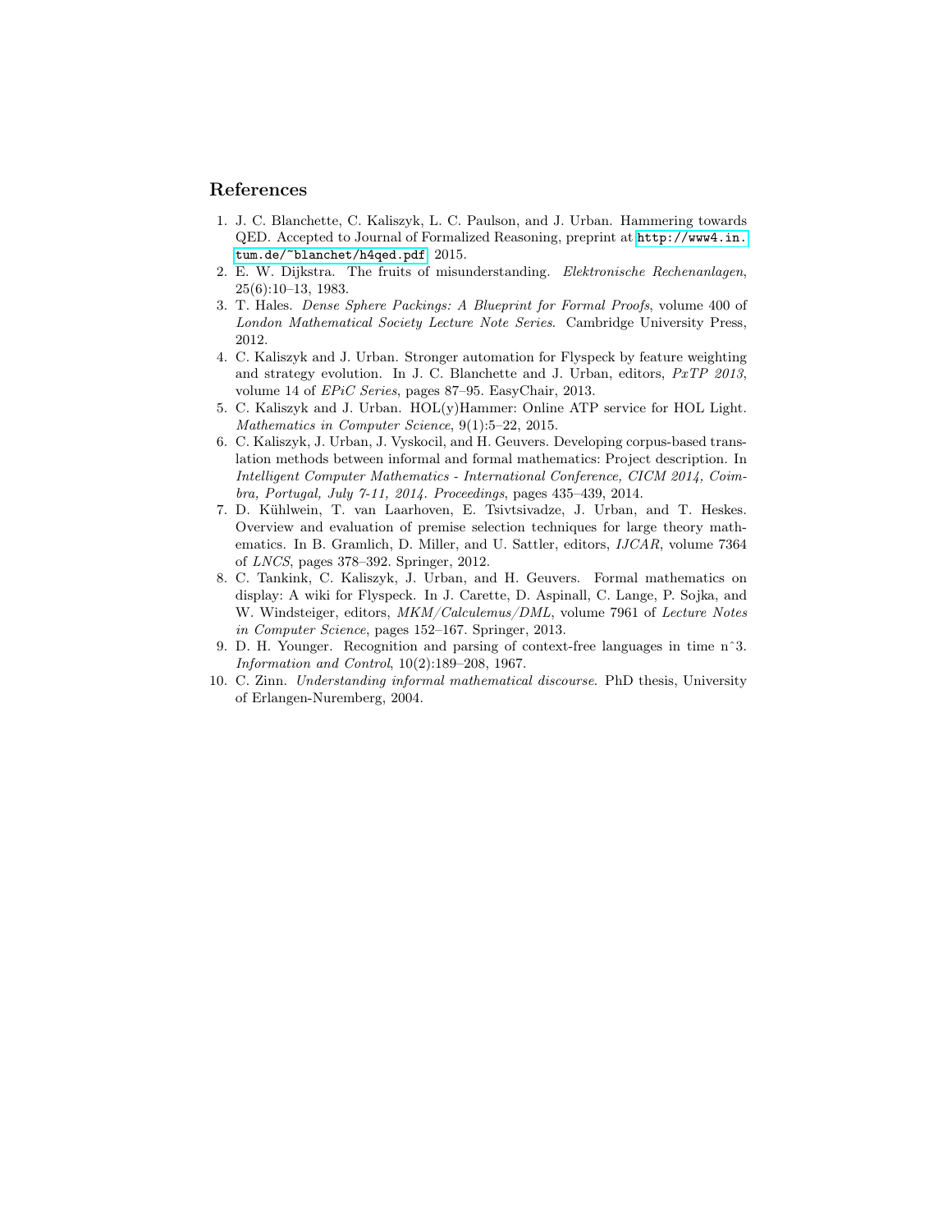## References

1. J. C. Blanchette, C. Kaliszyk, L. C. Paulson, and J. Urban. Hammering towards QED. Accepted to Journal of Formalized Reasoning, preprint at http://www4.in.tum.de/~blanchet/h4qed.pdf, 2015.
2. E. W. Dijkstra. The fruits of misunderstanding. *Elektronische Rechenanlagen*, 25(6):10–13, 1983.
3. T. Hales. *Dense Sphere Packings: A Blueprint for Formal Proofs*, volume 400 of *London Mathematical Society Lecture Note Series*. Cambridge University Press, 2012.
4. C. Kaliszyk and J. Urban. Stronger automation for Flyspeck by feature weighting and strategy evolution. In J. C. Blanchette and J. Urban, editors, *PxTP 2013*, volume 14 of *EPiC Series*, pages 87–95. EasyChair, 2013.
5. C. Kaliszyk and J. Urban. HOL(y)Hammer: Online ATP service for HOL Light. *Mathematics in Computer Science*, 9(1):5–22, 2015.
6. C. Kaliszyk, J. Urban, J. Vyskocil, and H. Geuvers. Developing corpus-based translation methods between informal and formal mathematics: Project description. In *Intelligent Computer Mathematics - International Conference, CICM 2014, Coimbra, Portugal, July 7-11, 2014. Proceedings*, pages 435–439, 2014.
7. D. Kühlwein, T. van Laarhoven, E. Tsivtsivadze, J. Urban, and T. Heskes. Overview and evaluation of premise selection techniques for large theory mathematics. In B. Gramlich, D. Miller, and U. Sattler, editors, *IJCAR*, volume 7364 of *LNCS*, pages 378–392. Springer, 2012.
8. C. Tankink, C. Kaliszyk, J. Urban, and H. Geuvers. Formal mathematics on display: A wiki for Flyspeck. In J. Carette, D. Aspinall, C. Lange, P. Sojka, and W. Windsteiger, editors, *MKM/Calculemus/DML*, volume 7961 of *Lecture Notes in Computer Science*, pages 152–167. Springer, 2013.
9. D. H. Younger. Recognition and parsing of context-free languages in time n^3. *Information and Control*, 10(2):189–208, 1967.
10. C. Zinn. *Understanding informal mathematical discourse*. PhD thesis, University of Erlangen-Nuremberg, 2004.